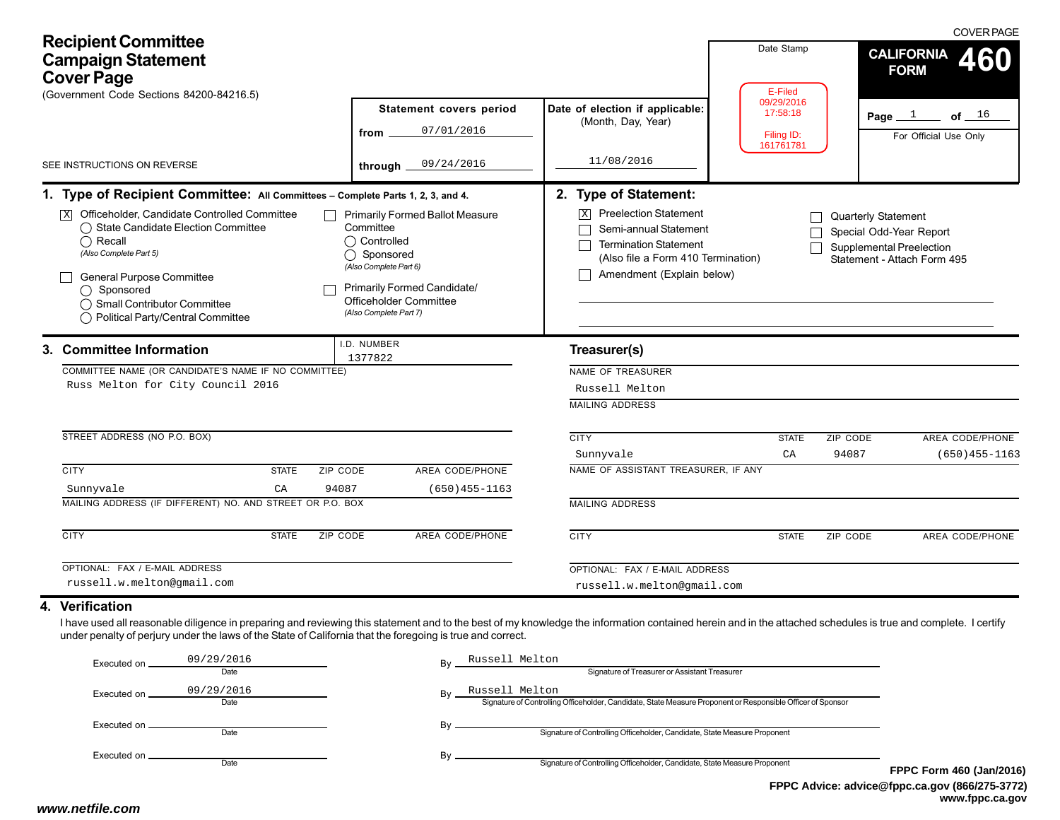COVER PAGE

# Recipient Committee Campaign Statement Cover Page

(Government Code Sections 84200-84216.5)

SEE INSTRUCTIONS ON REVERSE

**CALIFORNIA FORM 460**

Page 1 of 16

For Official Use Only

**Statement covers period**

from 07/01/2016

through 09/24/2016

**Date of election if applicable:** (Month, Day, Year)

11/08/2016

Date Stamp

E-Filed
09/29/2016
17:58:18

Filing ID:
161761781

## 1. Type of Recipient Committee: All Committees – Complete Parts 1, 2, 3, and 4.

- [X] Officeholder, Candidate Controlled Committee
  - ◯ State Candidate Election Committee
  - ◯ Recall
  - *(Also Complete Part 5)*
- [ ] General Purpose Committee
  - ◯ Sponsored
  - ◯ Small Contributor Committee
  - ◯ Political Party/Central Committee
- [ ] Primarily Formed Ballot Measure Committee
  - ◯ Controlled
  - ◯ Sponsored
  - *(Also Complete Part 6)*
- [ ] Primarily Formed Candidate/ Officeholder Committee
  - *(Also Complete Part 7)*

## 2. Type of Statement:

- [X] Preelection Statement
- [ ] Semi-annual Statement
- [ ] Termination Statement (Also file a Form 410 Termination)
- [ ] Amendment (Explain below)
- [ ] Quarterly Statement
- [ ] Special Odd-Year Report
- [ ] Supplemental Preelection Statement - Attach Form 495

## 3. Committee Information

I.D. NUMBER: 1377822

COMMITTEE NAME (OR CANDIDATE'S NAME IF NO COMMITTEE): Russ Melton for City Council 2016

STREET ADDRESS (NO P.O. BOX):

| CITY | STATE | ZIP CODE | AREA CODE/PHONE |
|---|---|---|---|
| Sunnyvale | CA | 94087 | (650)455-1163 |

MAILING ADDRESS (IF DIFFERENT) NO. AND STREET OR P.O. BOX:

| CITY | STATE | ZIP CODE | AREA CODE/PHONE |
|---|---|---|---|
| | | | |

OPTIONAL: FAX / E-MAIL ADDRESS: russell.w.melton@gmail.com

### Treasurer(s)

NAME OF TREASURER: Russell Melton

MAILING ADDRESS:

| CITY | STATE | ZIP CODE | AREA CODE/PHONE |
|---|---|---|---|
| Sunnyvale | CA | 94087 | (650)455-1163 |

NAME OF ASSISTANT TREASURER, IF ANY:

MAILING ADDRESS:

| CITY | STATE | ZIP CODE | AREA CODE/PHONE |
|---|---|---|---|
| | | | |

OPTIONAL: FAX / E-MAIL ADDRESS: russell.w.melton@gmail.com

## 4. Verification

I have used all reasonable diligence in preparing and reviewing this statement and to the best of my knowledge the information contained herein and in the attached schedules is true and complete. I certify under penalty of perjury under the laws of the State of California that the foregoing is true and correct.

Executed on 09/29/2016 (Date) By Russell Melton (Signature of Treasurer or Assistant Treasurer)

Executed on 09/29/2016 (Date) By Russell Melton (Signature of Controlling Officeholder, Candidate, State Measure Proponent or Responsible Officer of Sponsor)

Executed on ______ (Date) By ______ (Signature of Controlling Officeholder, Candidate, State Measure Proponent)

Executed on ______ (Date) By ______ (Signature of Controlling Officeholder, Candidate, State Measure Proponent)

FPPC Form 460 (Jan/2016)
FPPC Advice: advice@fppc.ca.gov (866/275-3772)
www.fppc.ca.gov

www.netfile.com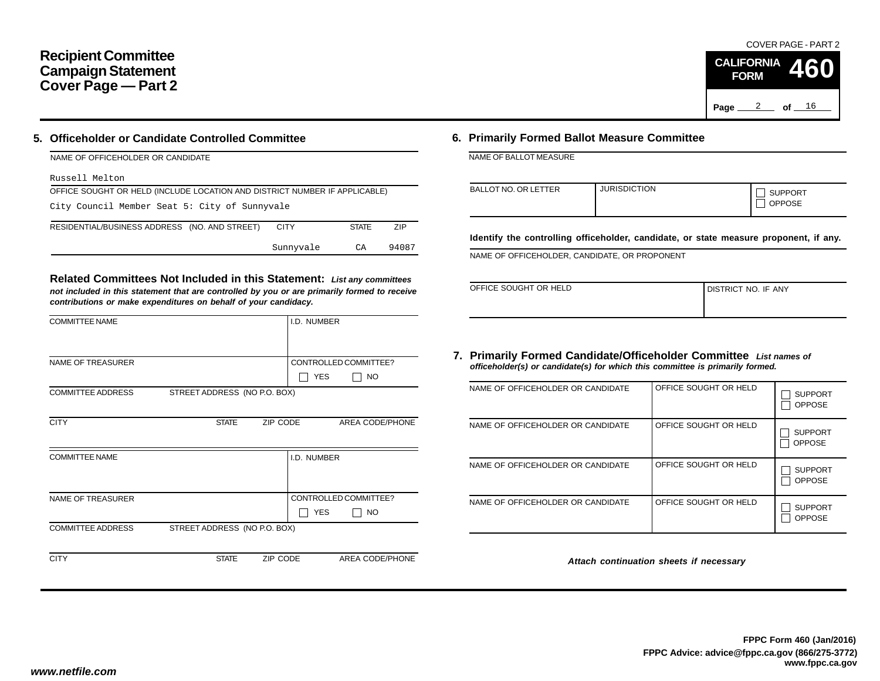# Recipient Committee Campaign Statement Cover Page — Part 2

COVER PAGE - PART 2

**CALIFORNIA FORM 460**

## 5. Officeholder or Candidate Controlled Committee

NAME OF OFFICEHOLDER OR CANDIDATE

Russell Melton

OFFICE SOUGHT OR HELD (INCLUDE LOCATION AND DISTRICT NUMBER IF APPLICABLE)

City Council Member Seat 5: City of Sunnyvale

| RESIDENTIAL/BUSINESS ADDRESS (NO. AND STREET) | CITY | STATE | ZIP |
|---|---|---|---|
| | Sunnyvale | CA | 94087 |

### Related Committees Not Included in this Statement:

*List any committees not included in this statement that are controlled by you or are primarily formed to receive contributions or make expenditures on behalf of your candidacy.*

| COMMITTEE NAME | | | I.D. NUMBER |
|---|---|---|---|
| | | | |
| NAME OF TREASURER | | | CONTROLLED COMMITTEE? ☐ YES ☐ NO |
| COMMITTEE ADDRESS | STREET ADDRESS (NO P.O. BOX) | | |
| CITY | STATE | ZIP CODE | AREA CODE/PHONE |

| COMMITTEE NAME | | | I.D. NUMBER |
|---|---|---|---|
| | | | |
| NAME OF TREASURER | | | CONTROLLED COMMITTEE? ☐ YES ☐ NO |
| COMMITTEE ADDRESS | STREET ADDRESS (NO P.O. BOX) | | |
| CITY | STATE | ZIP CODE | AREA CODE/PHONE |

## 6. Primarily Formed Ballot Measure Committee

NAME OF BALLOT MEASURE

| BALLOT NO. OR LETTER | JURISDICTION | ☐ SUPPORT ☐ OPPOSE |
|---|---|---|
| | | |

**Identify the controlling officeholder, candidate, or state measure proponent, if any.**

NAME OF OFFICEHOLDER, CANDIDATE, OR PROPONENT

| OFFICE SOUGHT OR HELD | DISTRICT NO. IF ANY |
|---|---|
| | |

## 7. Primarily Formed Candidate/Officeholder Committee

*List names of officeholder(s) or candidate(s) for which this committee is primarily formed.*

| NAME OF OFFICEHOLDER OR CANDIDATE | OFFICE SOUGHT OR HELD | SUPPORT / OPPOSE |
|---|---|---|
| | | ☐ SUPPORT ☐ OPPOSE |
| | | ☐ SUPPORT ☐ OPPOSE |
| | | ☐ SUPPORT ☐ OPPOSE |
| | | ☐ SUPPORT ☐ OPPOSE |

*Attach continuation sheets if necessary*

**FPPC Form 460 (Jan/2016)**
**FPPC Advice: advice@fppc.ca.gov (866/275-3772)**
**www.fppc.ca.gov**

*www.netfile.com*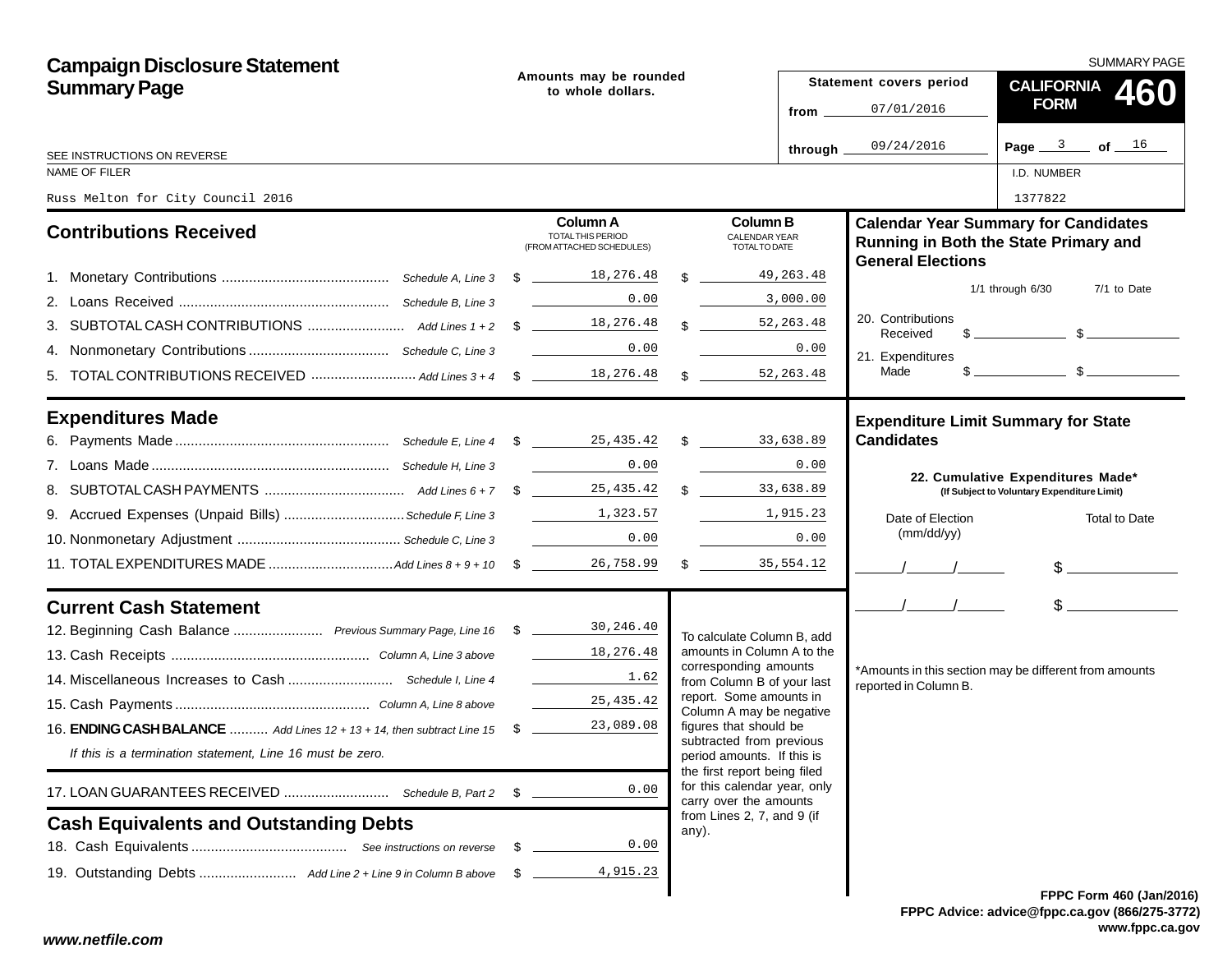# Campaign Disclosure Statement Summary Page

SUMMARY PAGE

Amounts may be rounded to whole dollars.

Statement covers period from 07/01/2016 through 09/24/2016

**CALIFORNIA FORM 460**

SEE INSTRUCTIONS ON REVERSE

NAME OF FILER: Russ Melton for City Council 2016

I.D. NUMBER: 1377822

## Contributions Received

| | | Column A TOTAL THIS PERIOD (FROM ATTACHED SCHEDULES) | Column B CALENDAR YEAR TOTAL TO DATE |
|---|---|---|---|
| 1. Monetary Contributions | Schedule A, Line 3 | $ 18,276.48 | $ 49,263.48 |
| 2. Loans Received | Schedule B, Line 3 | 0.00 | 3,000.00 |
| 3. SUBTOTAL CASH CONTRIBUTIONS | Add Lines 1 + 2 | $ 18,276.48 | $ 52,263.48 |
| 4. Nonmonetary Contributions | Schedule C, Line 3 | 0.00 | 0.00 |
| 5. TOTAL CONTRIBUTIONS RECEIVED | Add Lines 3 + 4 | $ 18,276.48 | $ 52,263.48 |

## Expenditures Made

| | | Column A | Column B |
|---|---|---|---|
| 6. Payments Made | Schedule E, Line 4 | $ 25,435.42 | $ 33,638.89 |
| 7. Loans Made | Schedule H, Line 3 | 0.00 | 0.00 |
| 8. SUBTOTAL CASH PAYMENTS | Add Lines 6 + 7 | $ 25,435.42 | $ 33,638.89 |
| 9. Accrued Expenses (Unpaid Bills) | Schedule F, Line 3 | 1,323.57 | 1,915.23 |
| 10. Nonmonetary Adjustment | Schedule C, Line 3 | 0.00 | 0.00 |
| 11. TOTAL EXPENDITURES MADE | Add Lines 8 + 9 + 10 | $ 26,758.99 | $ 35,554.12 |

## Current Cash Statement

| | | |
|---|---|---|
| 12. Beginning Cash Balance | Previous Summary Page, Line 16 | $ 30,246.40 |
| 13. Cash Receipts | Column A, Line 3 above | 18,276.48 |
| 14. Miscellaneous Increases to Cash | Schedule I, Line 4 | 1.62 |
| 15. Cash Payments | Column A, Line 8 above | 25,435.42 |
| 16. **ENDING CASH BALANCE** | Add Lines 12 + 13 + 14, then subtract Line 15 | $ 23,089.08 |

*If this is a termination statement, Line 16 must be zero.*

| | | |
|---|---|---|
| 17. LOAN GUARANTEES RECEIVED | Schedule B, Part 2 | $ 0.00 |

## Cash Equivalents and Outstanding Debts

| | | |
|---|---|---|
| 18. Cash Equivalents | See instructions on reverse | $ 0.00 |
| 19. Outstanding Debts | Add Line 2 + Line 9 in Column B above | $ 4,915.23 |

To calculate Column B, add amounts in Column A to the corresponding amounts from Column B of your last report. Some amounts in Column A may be negative figures that should be subtracted from previous period amounts. If this is the first report being filed for this calendar year, only carry over the amounts from Lines 2, 7, and 9 (if any).

## Calendar Year Summary for Candidates Running in Both the State Primary and General Elections

| | 1/1 through 6/30 | 7/1 to Date |
|---|---|---|
| 20. Contributions Received | $ | $ |
| 21. Expenditures Made | $ | $ |

## Expenditure Limit Summary for State Candidates

**22. Cumulative Expenditures Made*** (If Subject to Voluntary Expenditure Limit)

| Date of Election (mm/dd/yy) | Total to Date |
|---|---|
| / / | $ |
| / / | $ |

*Amounts in this section may be different from amounts reported in Column B.

FPPC Form 460 (Jan/2016)
FPPC Advice: advice@fppc.ca.gov (866/275-3772)
www.fppc.ca.gov

www.netfile.com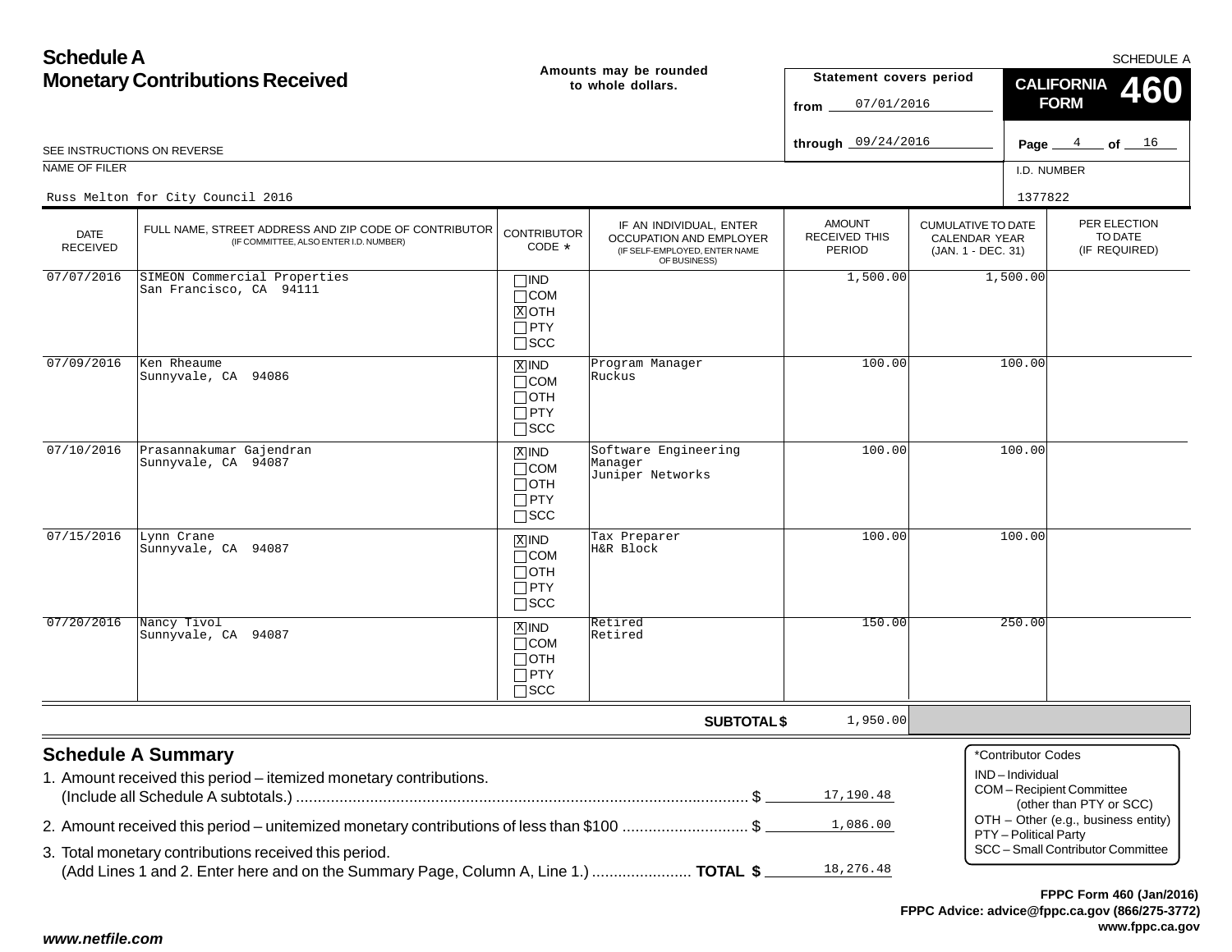# Schedule A
## Monetary Contributions Received

Amounts may be rounded to whole dollars.

SCHEDULE A

**CALIFORNIA FORM 460**

Statement covers period
from 07/01/2016
through 09/24/2016

Page 4 of 16

SEE INSTRUCTIONS ON REVERSE

NAME OF FILER: Russ Melton for City Council 2016

I.D. NUMBER: 1377822

| DATE RECEIVED | FULL NAME, STREET ADDRESS AND ZIP CODE OF CONTRIBUTOR (IF COMMITTEE, ALSO ENTER I.D. NUMBER) | CONTRIBUTOR CODE * | IF AN INDIVIDUAL, ENTER OCCUPATION AND EMPLOYER (IF SELF-EMPLOYED, ENTER NAME OF BUSINESS) | AMOUNT RECEIVED THIS PERIOD | CUMULATIVE TO DATE CALENDAR YEAR (JAN. 1 - DEC. 31) | PER ELECTION TO DATE (IF REQUIRED) |
|---|---|---|---|---|---|---|
| 07/07/2016 | SIMEON Commercial Properties<br>San Francisco, CA 94111 | [ ] IND<br>[ ] COM<br>[X] OTH<br>[ ] PTY<br>[ ] SCC | | 1,500.00 | 1,500.00 | |
| 07/09/2016 | Ken Rheaume<br>Sunnyvale, CA 94086 | [X] IND<br>[ ] COM<br>[ ] OTH<br>[ ] PTY<br>[ ] SCC | Program Manager<br>Ruckus | 100.00 | 100.00 | |
| 07/10/2016 | Prasannakumar Gajendran<br>Sunnyvale, CA 94087 | [X] IND<br>[ ] COM<br>[ ] OTH<br>[ ] PTY<br>[ ] SCC | Software Engineering Manager<br>Juniper Networks | 100.00 | 100.00 | |
| 07/15/2016 | Lynn Crane<br>Sunnyvale, CA 94087 | [X] IND<br>[ ] COM<br>[ ] OTH<br>[ ] PTY<br>[ ] SCC | Tax Preparer<br>H&R Block | 100.00 | 100.00 | |
| 07/20/2016 | Nancy Tivol<br>Sunnyvale, CA 94087 | [X] IND<br>[ ] COM<br>[ ] OTH<br>[ ] PTY<br>[ ] SCC | Retired<br>Retired | 150.00 | 250.00 | |
| | | | **SUBTOTAL $** | 1,950.00 | | |

## Schedule A Summary

1. Amount received this period – itemized monetary contributions. (Include all Schedule A subtotals.) ........ $ 17,190.48
2. Amount received this period – unitemized monetary contributions of less than $100 ........ $ 1,086.00
3. Total monetary contributions received this period. (Add Lines 1 and 2. Enter here and on the Summary Page, Column A, Line 1.) ........ **TOTAL $** 18,276.48

*Contributor Codes
- IND – Individual
- COM – Recipient Committee (other than PTY or SCC)
- OTH – Other (e.g., business entity)
- PTY – Political Party
- SCC – Small Contributor Committee

**FPPC Form 460 (Jan/2016)**
**FPPC Advice: advice@fppc.ca.gov (866/275-3772)**
**www.fppc.ca.gov**

***www.netfile.com***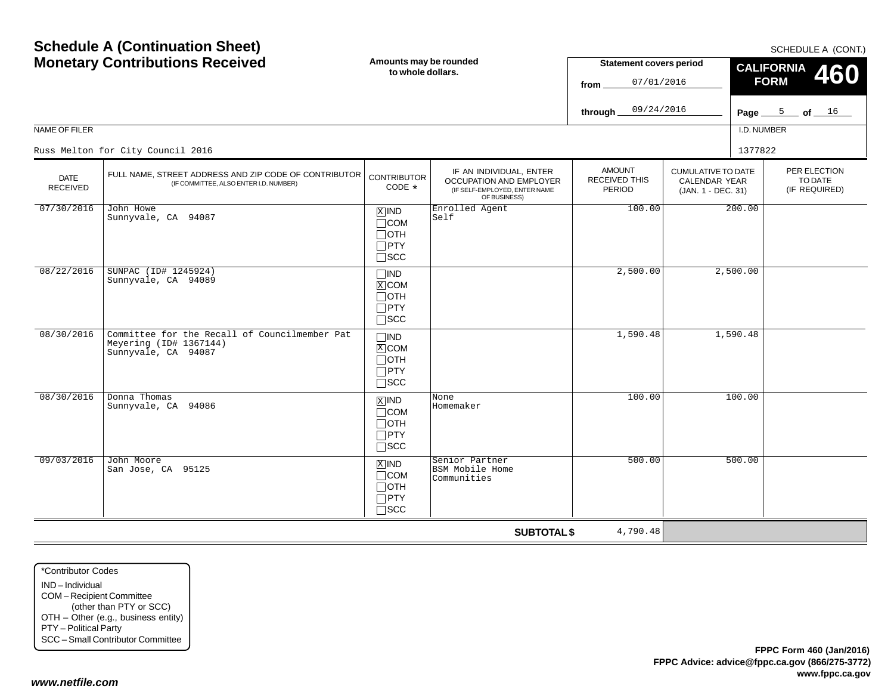# Schedule A (Continuation Sheet)
# Monetary Contributions Received

SCHEDULE A (CONT.)

**Amounts may be rounded to whole dollars.**

**Statement covers period**
from 07/01/2016
through 09/24/2016

**CALIFORNIA FORM 460**

Page 5 of 16

NAME OF FILER: Russ Melton for City Council 2016

I.D. NUMBER: 1377822

| DATE RECEIVED | FULL NAME, STREET ADDRESS AND ZIP CODE OF CONTRIBUTOR (IF COMMITTEE, ALSO ENTER I.D. NUMBER) | CONTRIBUTOR CODE * | IF AN INDIVIDUAL, ENTER OCCUPATION AND EMPLOYER (IF SELF-EMPLOYED, ENTER NAME OF BUSINESS) | AMOUNT RECEIVED THIS PERIOD | CUMULATIVE TO DATE CALENDAR YEAR (JAN. 1 - DEC. 31) | PER ELECTION TO DATE (IF REQUIRED) |
|---|---|---|---|---|---|---|
| 07/30/2016 | John Howe<br>Sunnyvale, CA 94087 | [X] IND<br>[ ] COM<br>[ ] OTH<br>[ ] PTY<br>[ ] SCC | Enrolled Agent<br>Self | 100.00 | 200.00 | |
| 08/22/2016 | SUNPAC (ID# 1245924)<br>Sunnyvale, CA 94089 | [ ] IND<br>[X] COM<br>[ ] OTH<br>[ ] PTY<br>[ ] SCC | | 2,500.00 | 2,500.00 | |
| 08/30/2016 | Committee for the Recall of Councilmember Pat Meyering (ID# 1367144)<br>Sunnyvale, CA 94087 | [ ] IND<br>[X] COM<br>[ ] OTH<br>[ ] PTY<br>[ ] SCC | | 1,590.48 | 1,590.48 | |
| 08/30/2016 | Donna Thomas<br>Sunnyvale, CA 94086 | [X] IND<br>[ ] COM<br>[ ] OTH<br>[ ] PTY<br>[ ] SCC | None<br>Homemaker | 100.00 | 100.00 | |
| 09/03/2016 | John Moore<br>San Jose, CA 95125 | [X] IND<br>[ ] COM<br>[ ] OTH<br>[ ] PTY<br>[ ] SCC | Senior Partner<br>BSM Mobile Home Communities | 500.00 | 500.00 | |
| | | | **SUBTOTAL $** | 4,790.48 | | |

*Contributor Codes
- IND – Individual
- COM – Recipient Committee (other than PTY or SCC)
- OTH – Other (e.g., business entity)
- PTY – Political Party
- SCC – Small Contributor Committee

**FPPC Form 460 (Jan/2016)**
**FPPC Advice: advice@fppc.ca.gov (866/275-3772)**
**www.fppc.ca.gov**

***www.netfile.com***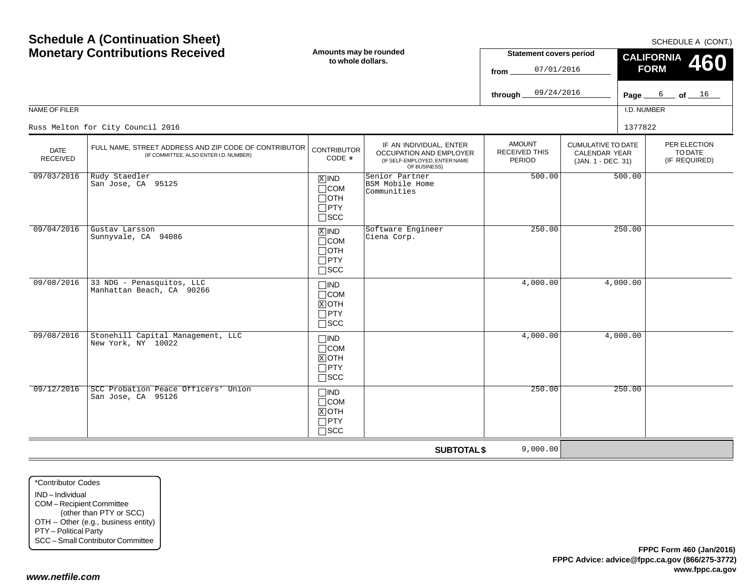# Schedule A (Continuation Sheet)
# Monetary Contributions Received

SCHEDULE A (CONT.)

**Amounts may be rounded to whole dollars.**

**Statement covers period**
from 07/01/2016
through 09/24/2016

**CALIFORNIA FORM 460**

Page 6 of 16

NAME OF FILER: Russ Melton for City Council 2016

I.D. NUMBER: 1377822

| DATE RECEIVED | FULL NAME, STREET ADDRESS AND ZIP CODE OF CONTRIBUTOR (IF COMMITTEE, ALSO ENTER I.D. NUMBER) | CONTRIBUTOR CODE * | IF AN INDIVIDUAL, ENTER OCCUPATION AND EMPLOYER (IF SELF-EMPLOYED, ENTER NAME OF BUSINESS) | AMOUNT RECEIVED THIS PERIOD | CUMULATIVE TO DATE CALENDAR YEAR (JAN. 1 - DEC. 31) | PER ELECTION TO DATE (IF REQUIRED) |
|---|---|---|---|---|---|---|
| 09/03/2016 | Rudy Staedler<br>San Jose, CA 95125 | [X] IND<br>[ ] COM<br>[ ] OTH<br>[ ] PTY<br>[ ] SCC | Senior Partner<br>BSM Mobile Home Communities | 500.00 | 500.00 | |
| 09/04/2016 | Gustav Larsson<br>Sunnyvale, CA 94086 | [X] IND<br>[ ] COM<br>[ ] OTH<br>[ ] PTY<br>[ ] SCC | Software Engineer<br>Ciena Corp. | 250.00 | 250.00 | |
| 09/08/2016 | 33 NDG - Penasquitos, LLC<br>Manhattan Beach, CA 90266 | [ ] IND<br>[ ] COM<br>[X] OTH<br>[ ] PTY<br>[ ] SCC | | 4,000.00 | 4,000.00 | |
| 09/08/2016 | Stonehill Capital Management, LLC<br>New York, NY 10022 | [ ] IND<br>[ ] COM<br>[X] OTH<br>[ ] PTY<br>[ ] SCC | | 4,000.00 | 4,000.00 | |
| 09/12/2016 | SCC Probation Peace Officers' Union<br>San Jose, CA 95126 | [ ] IND<br>[ ] COM<br>[X] OTH<br>[ ] PTY<br>[ ] SCC | | 250.00 | 250.00 | |
| | | | **SUBTOTAL $** | 9,000.00 | | |

*Contributor Codes
- IND – Individual
- COM – Recipient Committee (other than PTY or SCC)
- OTH – Other (e.g., business entity)
- PTY – Political Party
- SCC – Small Contributor Committee

**FPPC Form 460 (Jan/2016)**
**FPPC Advice: advice@fppc.ca.gov (866/275-3772)**
**www.fppc.ca.gov**

***www.netfile.com***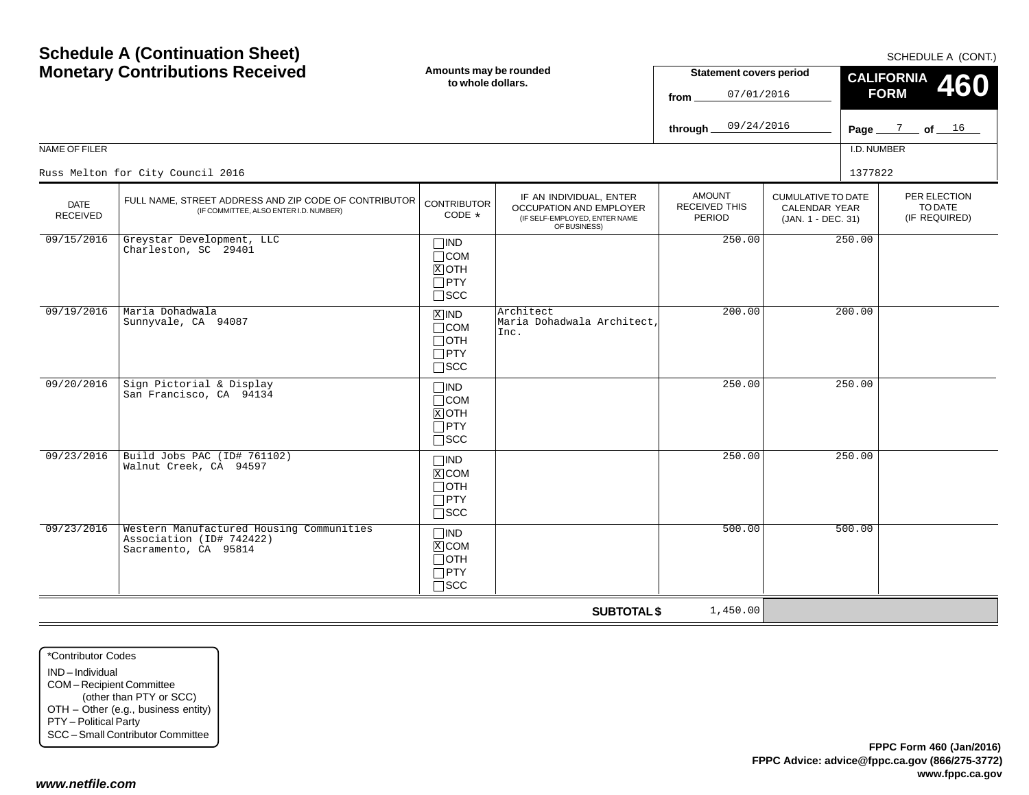# Schedule A (Continuation Sheet)
# Monetary Contributions Received

SCHEDULE A (CONT.)

**Amounts may be rounded to whole dollars.**

**Statement covers period**

from 07/01/2016

through 09/24/2016

**CALIFORNIA FORM 460**

NAME OF FILER

Russ Melton for City Council 2016

I.D. NUMBER

1377822

| DATE RECEIVED | FULL NAME, STREET ADDRESS AND ZIP CODE OF CONTRIBUTOR (IF COMMITTEE, ALSO ENTER I.D. NUMBER) | CONTRIBUTOR CODE * | IF AN INDIVIDUAL, ENTER OCCUPATION AND EMPLOYER (IF SELF-EMPLOYED, ENTER NAME OF BUSINESS) | AMOUNT RECEIVED THIS PERIOD | CUMULATIVE TO DATE CALENDAR YEAR (JAN. 1 - DEC. 31) | PER ELECTION TO DATE (IF REQUIRED) |
|---|---|---|---|---|---|---|
| 09/15/2016 | Greystar Development, LLC<br>Charleston, SC 29401 | ☐IND<br>☐COM<br>☒OTH<br>☐PTY<br>☐SCC | | 250.00 | 250.00 | |
| 09/19/2016 | Maria Dohadwala<br>Sunnyvale, CA 94087 | ☒IND<br>☐COM<br>☐OTH<br>☐PTY<br>☐SCC | Architect<br>Maria Dohadwala Architect, Inc. | 200.00 | 200.00 | |
| 09/20/2016 | Sign Pictorial & Display<br>San Francisco, CA 94134 | ☐IND<br>☐COM<br>☒OTH<br>☐PTY<br>☐SCC | | 250.00 | 250.00 | |
| 09/23/2016 | Build Jobs PAC (ID# 761102)<br>Walnut Creek, CA 94597 | ☐IND<br>☒COM<br>☐OTH<br>☐PTY<br>☐SCC | | 250.00 | 250.00 | |
| 09/23/2016 | Western Manufactured Housing Communities Association (ID# 742422)<br>Sacramento, CA 95814 | ☐IND<br>☒COM<br>☐OTH<br>☐PTY<br>☐SCC | | 500.00 | 500.00 | |
| | | | **SUBTOTAL $** | 1,450.00 | | |

*Contributor Codes
- IND – Individual
- COM – Recipient Committee (other than PTY or SCC)
- OTH – Other (e.g., business entity)
- PTY – Political Party
- SCC – Small Contributor Committee

**FPPC Form 460 (Jan/2016)**
**FPPC Advice: advice@fppc.ca.gov (866/275-3772)**
**www.fppc.ca.gov**

***www.netfile.com***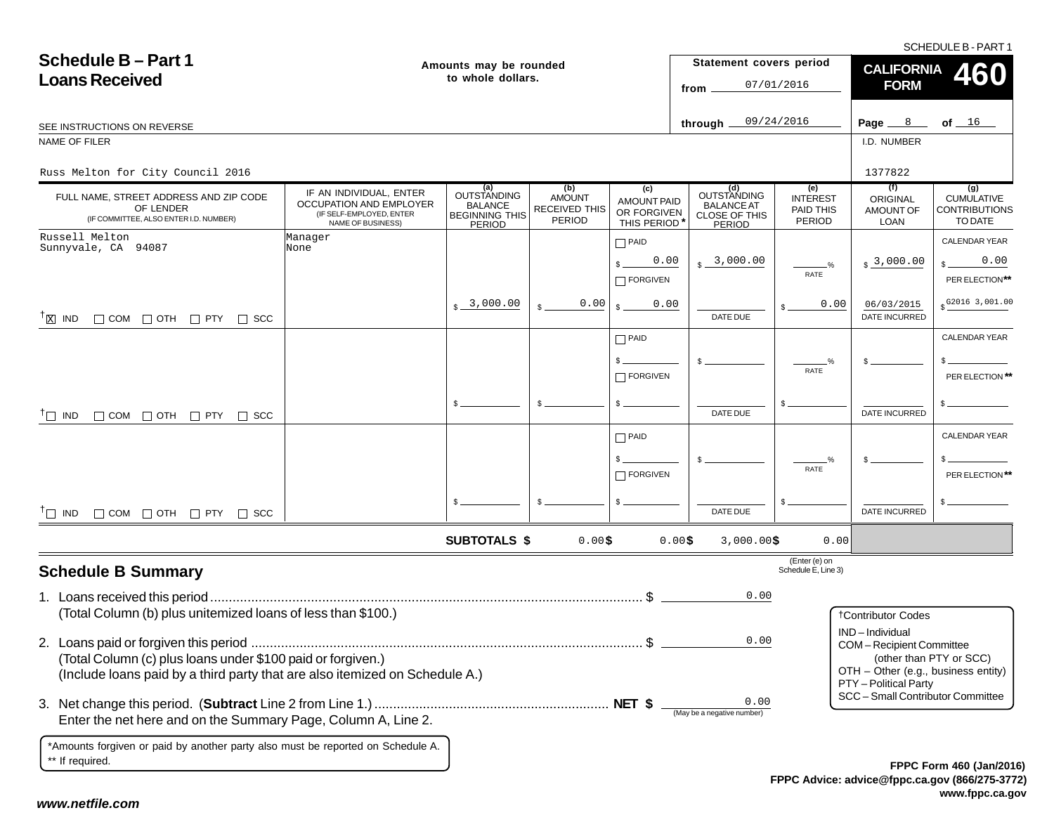# Schedule B – Part 1
## Loans Received

Amounts may be rounded to whole dollars.

Statement covers period from 07/01/2016 through 09/24/2016

**CALIFORNIA FORM 460**

SEE INSTRUCTIONS ON REVERSE

NAME OF FILER: Russ Melton for City Council 2016

I.D. NUMBER: 1377822

| FULL NAME, STREET ADDRESS AND ZIP CODE OF LENDER (IF COMMITTEE, ALSO ENTER I.D. NUMBER) | IF AN INDIVIDUAL, ENTER OCCUPATION AND EMPLOYER (IF SELF-EMPLOYED, ENTER NAME OF BUSINESS) | (a) OUTSTANDING BALANCE BEGINNING THIS PERIOD | (b) AMOUNT RECEIVED THIS PERIOD | (c) AMOUNT PAID OR FORGIVEN THIS PERIOD * | (d) OUTSTANDING BALANCE AT CLOSE OF THIS PERIOD | (e) INTEREST PAID THIS PERIOD | (f) ORIGINAL AMOUNT OF LOAN | (g) CUMULATIVE CONTRIBUTIONS TO DATE |
|---|---|---|---|---|---|---|---|---|
| Russell Melton<br>Sunnyvale, CA 94087<br>†[X] IND [ ] COM [ ] OTH [ ] PTY [ ] SCC | Manager<br>None | $ 3,000.00 | $ 0.00 | [ ] PAID $ 0.00<br>[ ] FORGIVEN $ 0.00 | $ 3,000.00<br>DATE DUE: | RATE: %<br>$ 0.00 | $ 3,000.00<br>DATE INCURRED: 06/03/2015 | CALENDAR YEAR $ 0.00<br>PER ELECTION** $ G2016 3,001.00 |
| †[ ] IND [ ] COM [ ] OTH [ ] PTY [ ] SCC | | $ | $ | [ ] PAID $<br>[ ] FORGIVEN $ | $<br>DATE DUE: | RATE: %<br>$ | $<br>DATE INCURRED: | CALENDAR YEAR $<br>PER ELECTION** $ |
| †[ ] IND [ ] COM [ ] OTH [ ] PTY [ ] SCC | | $ | $ | [ ] PAID $<br>[ ] FORGIVEN $ | $<br>DATE DUE: | RATE: %<br>$ | $<br>DATE INCURRED: | CALENDAR YEAR $<br>PER ELECTION** $ |
| | **SUBTOTALS $** | | 0.00 | $ 0.00 | $ 3,000.00 | $ 0.00 (Enter (e) on Schedule E, Line 3) | | |

## Schedule B Summary

1. Loans received this period .................... $ 0.00
   (Total Column (b) plus unitemized loans of less than $100.)

2. Loans paid or forgiven this period .................... $ 0.00
   (Total Column (c) plus loans under $100 paid or forgiven.)
   (Include loans paid by a third party that are also itemized on Schedule A.)

3. Net change this period. (**Subtract** Line 2 from Line 1.) .................... **NET $** 0.00 (May be a negative number)
   Enter the net here and on the Summary Page, Column A, Line 2.

†Contributor Codes
- IND – Individual
- COM – Recipient Committee (other than PTY or SCC)
- OTH – Other (e.g., business entity)
- PTY – Political Party
- SCC – Small Contributor Committee

*Amounts forgiven or paid by another party also must be reported on Schedule A.
** If required.

FPPC Form 460 (Jan/2016)
FPPC Advice: advice@fppc.ca.gov (866/275-3772)
www.fppc.ca.gov

www.netfile.com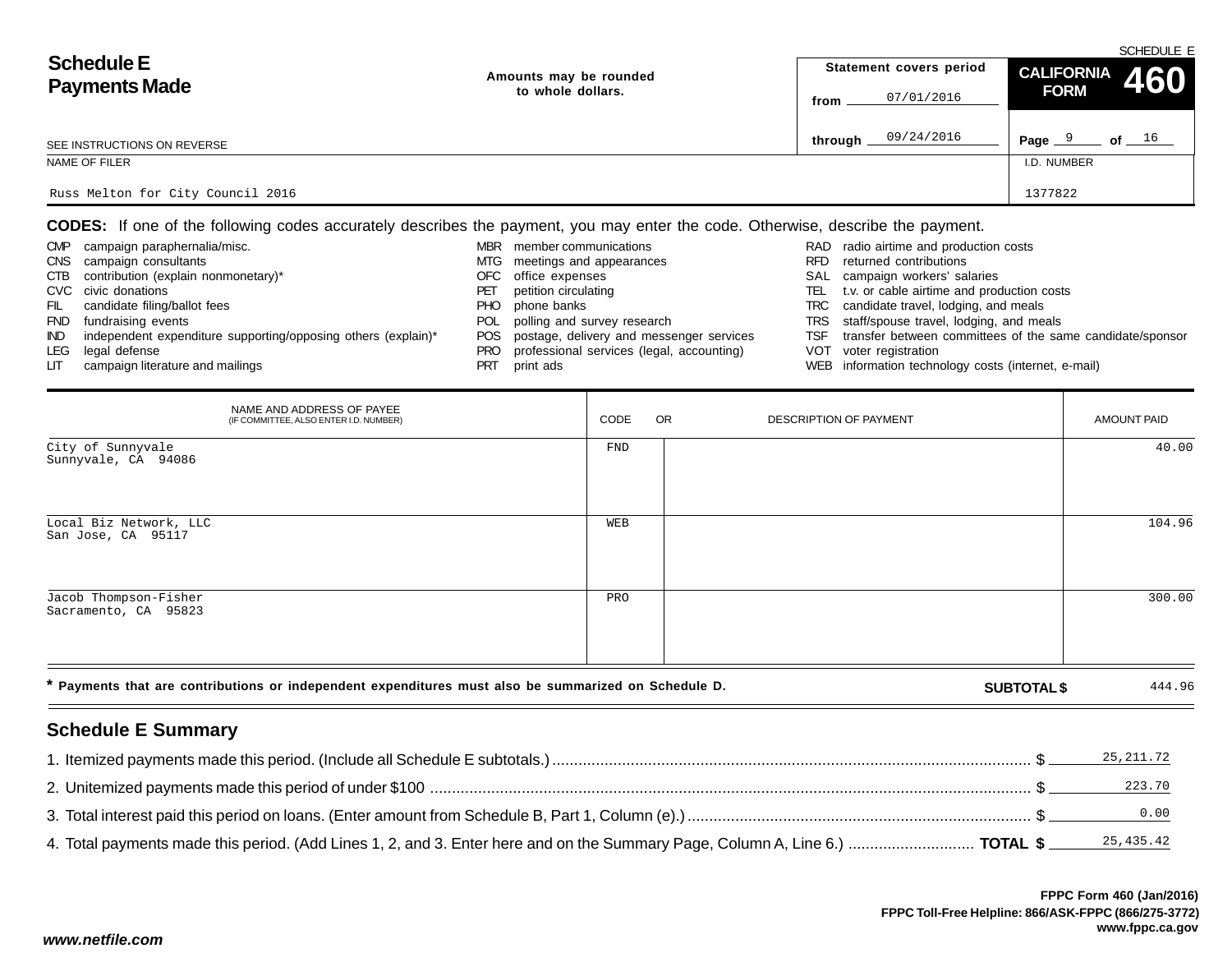SCHEDULE E

# Schedule E
# Payments Made

**Amounts may be rounded to whole dollars.**

| Statement covers period | |
|---|---|
| from | 07/01/2016 |
| through | 09/24/2016 |

**CALIFORNIA FORM 460**

SEE INSTRUCTIONS ON REVERSE

| NAME OF FILER | I.D. NUMBER |
|---|---|
| Russ Melton for City Council 2016 | 1377822 |

**CODES:** If one of the following codes accurately describes the payment, you may enter the code. Otherwise, describe the payment.

- CMP campaign paraphernalia/misc.
- CNS campaign consultants
- CTB contribution (explain nonmonetary)*
- CVC civic donations
- FIL candidate filing/ballot fees
- FND fundraising events
- IND independent expenditure supporting/opposing others (explain)*
- LEG legal defense
- LIT campaign literature and mailings
- MBR member communications
- MTG meetings and appearances
- OFC office expenses
- PET petition circulating
- PHO phone banks
- POL polling and survey research
- POS postage, delivery and messenger services
- PRO professional services (legal, accounting)
- PRT print ads
- RAD radio airtime and production costs
- RFD returned contributions
- SAL campaign workers' salaries
- TEL t.v. or cable airtime and production costs
- TRC candidate travel, lodging, and meals
- TRS staff/spouse travel, lodging, and meals
- TSF transfer between committees of the same candidate/sponsor
- VOT voter registration
- WEB information technology costs (internet, e-mail)

| NAME AND ADDRESS OF PAYEE (IF COMMITTEE, ALSO ENTER I.D. NUMBER) | CODE | OR DESCRIPTION OF PAYMENT | AMOUNT PAID |
|---|---|---|---|
| City of Sunnyvale<br>Sunnyvale, CA 94086 | FND | | 40.00 |
| Local Biz Network, LLC<br>San Jose, CA 95117 | WEB | | 104.96 |
| Jacob Thompson-Fisher<br>Sacramento, CA 95823 | PRO | | 300.00 |

\* **Payments that are contributions or independent expenditures must also be summarized on Schedule D.**

**SUBTOTAL $** 444.96

## Schedule E Summary

1. Itemized payments made this period. (Include all Schedule E subtotals.) $ 25,211.72
2. Unitemized payments made this period of under $100 $ 223.70
3. Total interest paid this period on loans. (Enter amount from Schedule B, Part 1, Column (e).) $ 0.00
4. Total payments made this period. (Add Lines 1, 2, and 3. Enter here and on the Summary Page, Column A, Line 6.) **TOTAL $** 25,435.42

**FPPC Form 460 (Jan/2016)**
**FPPC Toll-Free Helpline: 866/ASK-FPPC (866/275-3772)**
**www.fppc.ca.gov**

*www.netfile.com*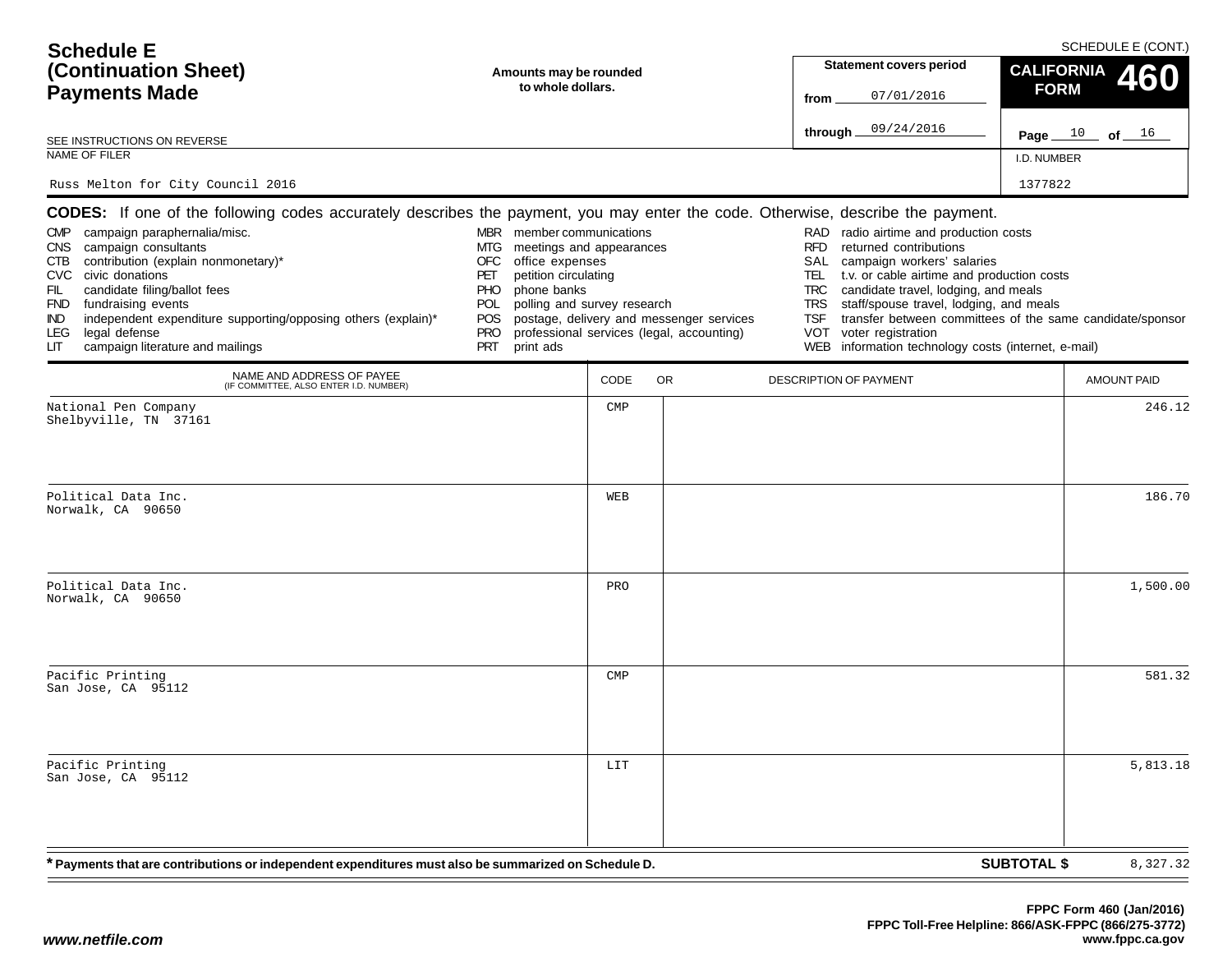SCHEDULE E (CONT.)

# Schedule E (Continuation Sheet) Payments Made

**Amounts may be rounded to whole dollars.**

**Statement covers period**
from 07/01/2016
through 09/24/2016

**CALIFORNIA FORM 460**

Page 10 of 16

SEE INSTRUCTIONS ON REVERSE

NAME OF FILER: Russ Melton for City Council 2016

I.D. NUMBER: 1377822

**CODES:** If one of the following codes accurately describes the payment, you may enter the code. Otherwise, describe the payment.

- CMP campaign paraphernalia/misc.
- CNS campaign consultants
- CTB contribution (explain nonmonetary)*
- CVC civic donations
- FIL candidate filing/ballot fees
- FND fundraising events
- IND independent expenditure supporting/opposing others (explain)*
- LEG legal defense
- LIT campaign literature and mailings
- MBR member communications
- MTG meetings and appearances
- OFC office expenses
- PET petition circulating
- PHO phone banks
- POL polling and survey research
- POS postage, delivery and messenger services
- PRO professional services (legal, accounting)
- PRT print ads
- RAD radio airtime and production costs
- RFD returned contributions
- SAL campaign workers' salaries
- TEL t.v. or cable airtime and production costs
- TRC candidate travel, lodging, and meals
- TRS staff/spouse travel, lodging, and meals
- TSF transfer between committees of the same candidate/sponsor
- VOT voter registration
- WEB information technology costs (internet, e-mail)

| NAME AND ADDRESS OF PAYEE (IF COMMITTEE, ALSO ENTER I.D. NUMBER) | CODE | OR DESCRIPTION OF PAYMENT | AMOUNT PAID |
|---|---|---|---|
| National Pen Company<br>Shelbyville, TN 37161 | CMP | | 246.12 |
| Political Data Inc.<br>Norwalk, CA 90650 | WEB | | 186.70 |
| Political Data Inc.<br>Norwalk, CA 90650 | PRO | | 1,500.00 |
| Pacific Printing<br>San Jose, CA 95112 | CMP | | 581.32 |
| Pacific Printing<br>San Jose, CA 95112 | LIT | | 5,813.18 |

**\* Payments that are contributions or independent expenditures must also be summarized on Schedule D.**

**SUBTOTAL $** 8,327.32

**FPPC Form 460 (Jan/2016)**
**FPPC Toll-Free Helpline: 866/ASK-FPPC (866/275-3772)**
**www.fppc.ca.gov**

***www.netfile.com***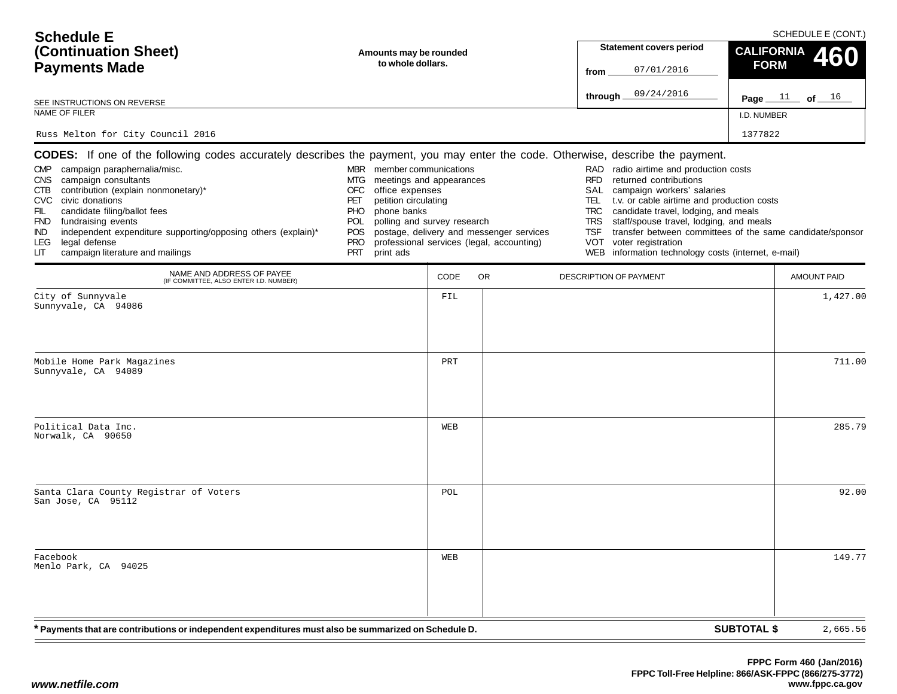# Schedule E (Continuation Sheet) Payments Made

SCHEDULE E (CONT.)

**Amounts may be rounded to whole dollars.**

SEE INSTRUCTIONS ON REVERSE

| Statement covers period | |
|---|---|
| from | 07/01/2016 |
| through | 09/24/2016 |

**CALIFORNIA FORM 460**

Page 11 of 16

NAME OF FILER: Russ Melton for City Council 2016

I.D. NUMBER: 1377822

**CODES:** If one of the following codes accurately describes the payment, you may enter the code. Otherwise, describe the payment.

- CMP campaign paraphernalia/misc.
- CNS campaign consultants
- CTB contribution (explain nonmonetary)*
- CVC civic donations
- FIL candidate filing/ballot fees
- FND fundraising events
- IND independent expenditure supporting/opposing others (explain)*
- LEG legal defense
- LIT campaign literature and mailings
- MBR member communications
- MTG meetings and appearances
- OFC office expenses
- PET petition circulating
- PHO phone banks
- POL polling and survey research
- POS postage, delivery and messenger services
- PRO professional services (legal, accounting)
- PRT print ads
- RAD radio airtime and production costs
- RFD returned contributions
- SAL campaign workers' salaries
- TEL t.v. or cable airtime and production costs
- TRC candidate travel, lodging, and meals
- TRS staff/spouse travel, lodging, and meals
- TSF transfer between committees of the same candidate/sponsor
- VOT voter registration
- WEB information technology costs (internet, e-mail)

| NAME AND ADDRESS OF PAYEE (IF COMMITTEE, ALSO ENTER I.D. NUMBER) | CODE | OR DESCRIPTION OF PAYMENT | AMOUNT PAID |
|---|---|---|---|
| City of Sunnyvale<br>Sunnyvale, CA 94086 | FIL | | 1,427.00 |
| Mobile Home Park Magazines<br>Sunnyvale, CA 94089 | PRT | | 711.00 |
| Political Data Inc.<br>Norwalk, CA 90650 | WEB | | 285.79 |
| Santa Clara County Registrar of Voters<br>San Jose, CA 95112 | POL | | 92.00 |
| Facebook<br>Menlo Park, CA 94025 | WEB | | 149.77 |

**\* Payments that are contributions or independent expenditures must also be summarized on Schedule D.**

**SUBTOTAL $** 2,665.56

FPPC Form 460 (Jan/2016)
FPPC Toll-Free Helpline: 866/ASK-FPPC (866/275-3772)
www.fppc.ca.gov

*www.netfile.com*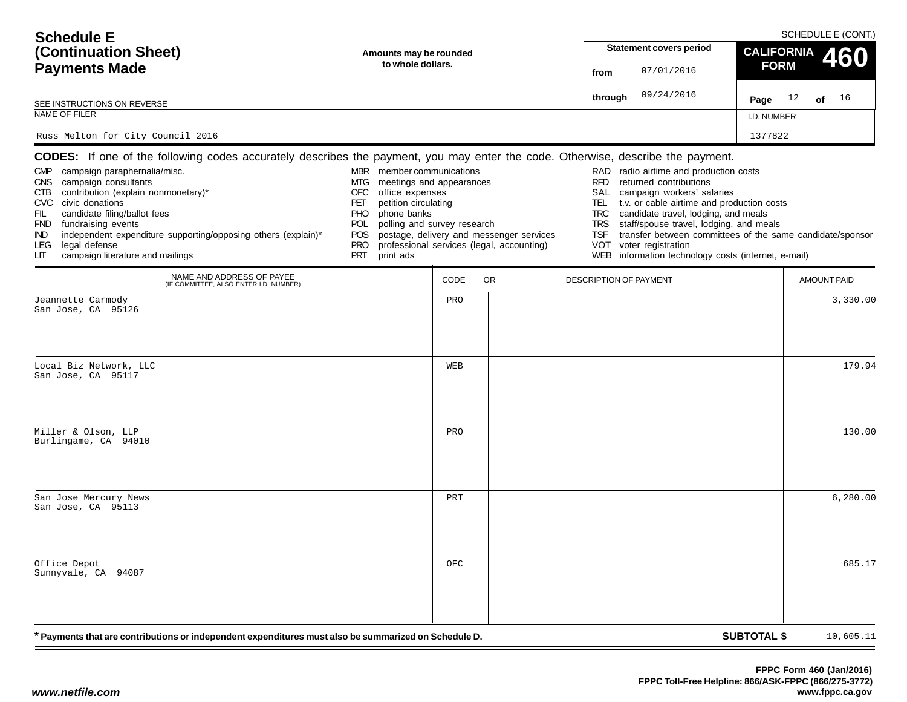# Schedule E (Continuation Sheet) Payments Made

SCHEDULE E (CONT.)

**Amounts may be rounded to whole dollars.**

SEE INSTRUCTIONS ON REVERSE

| Statement covers period | CALIFORNIA FORM 460 |
|---|---|
| from 07/01/2016 | |
| through 09/24/2016 | Page 12 of 16 |

| NAME OF FILER | I.D. NUMBER |
|---|---|
| Russ Melton for City Council 2016 | 1377822 |

**CODES:** If one of the following codes accurately describes the payment, you may enter the code. Otherwise, describe the payment.

- CMP campaign paraphernalia/misc.
- CNS campaign consultants
- CTB contribution (explain nonmonetary)*
- CVC civic donations
- FIL candidate filing/ballot fees
- FND fundraising events
- IND independent expenditure supporting/opposing others (explain)*
- LEG legal defense
- LIT campaign literature and mailings
- MBR member communications
- MTG meetings and appearances
- OFC office expenses
- PET petition circulating
- PHO phone banks
- POL polling and survey research
- POS postage, delivery and messenger services
- PRO professional services (legal, accounting)
- PRT print ads
- RAD radio airtime and production costs
- RFD returned contributions
- SAL campaign workers' salaries
- TEL t.v. or cable airtime and production costs
- TRC candidate travel, lodging, and meals
- TRS staff/spouse travel, lodging, and meals
- TSF transfer between committees of the same candidate/sponsor
- VOT voter registration
- WEB information technology costs (internet, e-mail)

| NAME AND ADDRESS OF PAYEE (IF COMMITTEE, ALSO ENTER I.D. NUMBER) | CODE | OR DESCRIPTION OF PAYMENT | AMOUNT PAID |
|---|---|---|---|
| Jeannette Carmody<br>San Jose, CA 95126 | PRO | | 3,330.00 |
| Local Biz Network, LLC<br>San Jose, CA 95117 | WEB | | 179.94 |
| Miller & Olson, LLP<br>Burlingame, CA 94010 | PRO | | 130.00 |
| San Jose Mercury News<br>San Jose, CA 95113 | PRT | | 6,280.00 |
| Office Depot<br>Sunnyvale, CA 94087 | OFC | | 685.17 |

**\* Payments that are contributions or independent expenditures must also be summarized on Schedule D.**

**SUBTOTAL $** 10,605.11

*www.netfile.com*

**FPPC Form 460 (Jan/2016)**
**FPPC Toll-Free Helpline: 866/ASK-FPPC (866/275-3772)**
**www.fppc.ca.gov**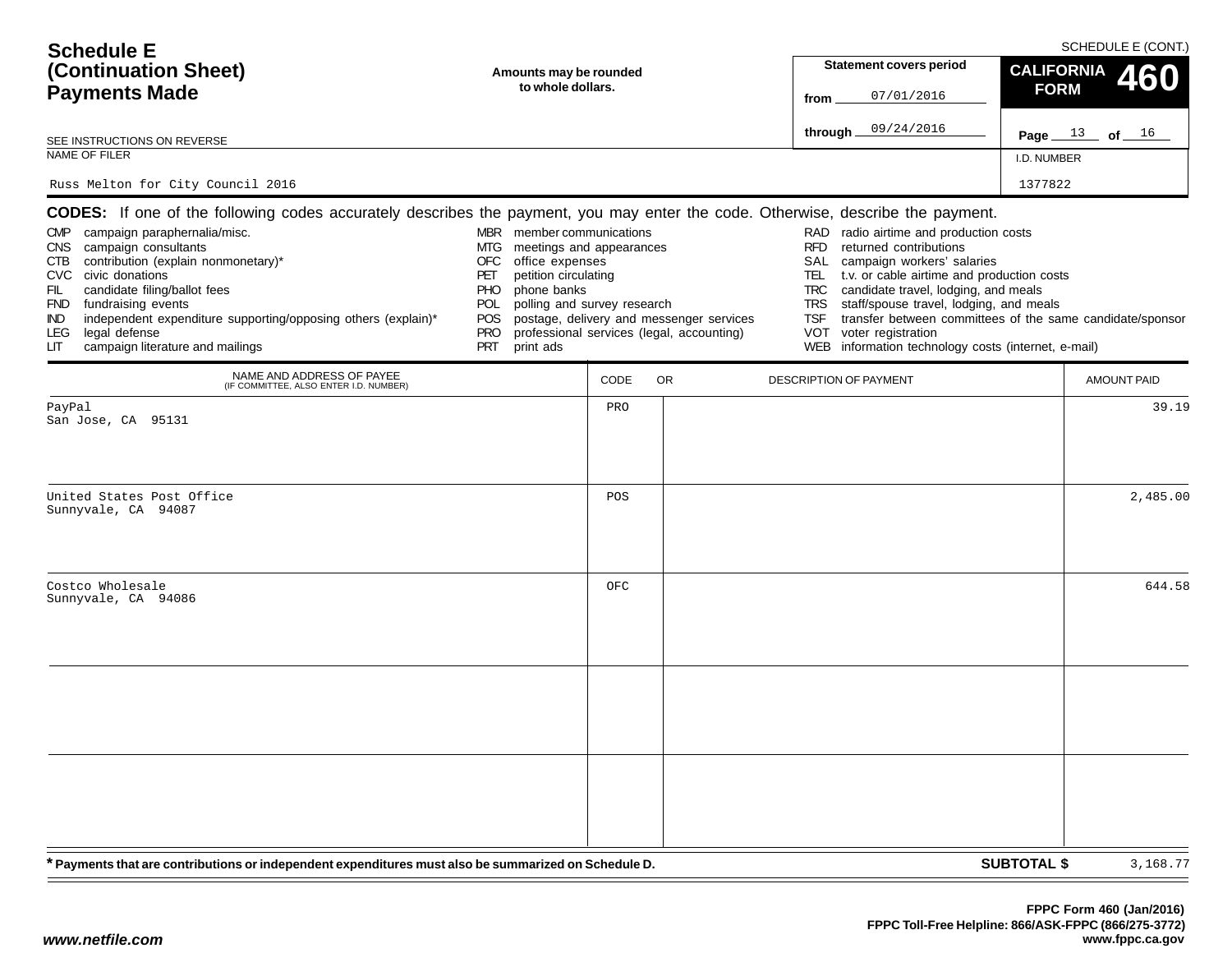# Schedule E (Continuation Sheet) Payments Made

SCHEDULE E (CONT.)

**Amounts may be rounded to whole dollars.**

Statement covers period from 07/01/2016 through 09/24/2016

**CALIFORNIA FORM 460**

SEE INSTRUCTIONS ON REVERSE

NAME OF FILER: Russ Melton for City Council 2016

I.D. NUMBER: 1377822

**CODES:** If one of the following codes accurately describes the payment, you may enter the code. Otherwise, describe the payment.

- CMP campaign paraphernalia/misc.
- CNS campaign consultants
- CTB contribution (explain nonmonetary)*
- CVC civic donations
- FIL candidate filing/ballot fees
- FND fundraising events
- IND independent expenditure supporting/opposing others (explain)*
- LEG legal defense
- LIT campaign literature and mailings
- MBR member communications
- MTG meetings and appearances
- OFC office expenses
- PET petition circulating
- PHO phone banks
- POL polling and survey research
- POS postage, delivery and messenger services
- PRO professional services (legal, accounting)
- PRT print ads
- RAD radio airtime and production costs
- RFD returned contributions
- SAL campaign workers' salaries
- TEL t.v. or cable airtime and production costs
- TRC candidate travel, lodging, and meals
- TRS staff/spouse travel, lodging, and meals
- TSF transfer between committees of the same candidate/sponsor
- VOT voter registration
- WEB information technology costs (internet, e-mail)

| NAME AND ADDRESS OF PAYEE (IF COMMITTEE, ALSO ENTER I.D. NUMBER) | CODE | OR DESCRIPTION OF PAYMENT | AMOUNT PAID |
|---|---|---|---|
| PayPal<br>San Jose, CA 95131 | PRO | | 39.19 |
| United States Post Office<br>Sunnyvale, CA 94087 | POS | | 2,485.00 |
| Costco Wholesale<br>Sunnyvale, CA 94086 | OFC | | 644.58 |
| | | | |
| | | | |

\* Payments that are contributions or independent expenditures must also be summarized on Schedule D.

**SUBTOTAL $** 3,168.77

FPPC Form 460 (Jan/2016)
FPPC Toll-Free Helpline: 866/ASK-FPPC (866/275-3772)
www.fppc.ca.gov

www.netfile.com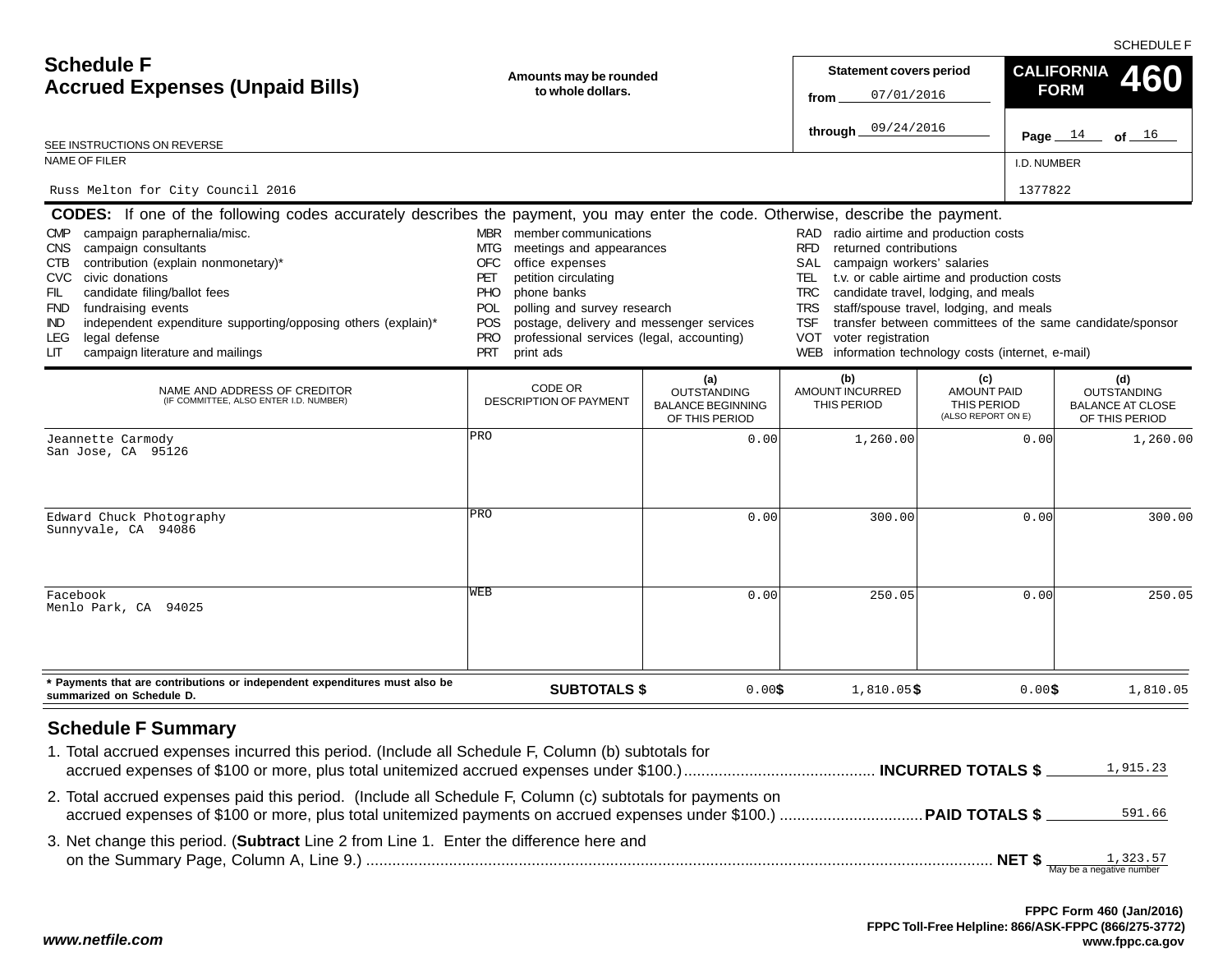SCHEDULE F

# Schedule F
## Accrued Expenses (Unpaid Bills)

Amounts may be rounded to whole dollars.

Statement covers period
from 07/01/2016
through 09/24/2016

**CALIFORNIA FORM 460**

Page 14 of 16

SEE INSTRUCTIONS ON REVERSE

NAME OF FILER: Russ Melton for City Council 2016

I.D. NUMBER: 1377822

**CODES:** If one of the following codes accurately describes the payment, you may enter the code. Otherwise, describe the payment.

| | | | | | |
|---|---|---|---|---|---|
| CMP | campaign paraphernalia/misc. | MBR | member communications | RAD | radio airtime and production costs |
| CNS | campaign consultants | MTG | meetings and appearances | RFD | returned contributions |
| CTB | contribution (explain nonmonetary)* | OFC | office expenses | SAL | campaign workers' salaries |
| CVC | civic donations | PET | petition circulating | TEL | t.v. or cable airtime and production costs |
| FIL | candidate filing/ballot fees | PHO | phone banks | TRC | candidate travel, lodging, and meals |
| FND | fundraising events | POL | polling and survey research | TRS | staff/spouse travel, lodging, and meals |
| IND | independent expenditure supporting/opposing others (explain)* | POS | postage, delivery and messenger services | TSF | transfer between committees of the same candidate/sponsor |
| LEG | legal defense | PRO | professional services (legal, accounting) | VOT | voter registration |
| LIT | campaign literature and mailings | PRT | print ads | WEB | information technology costs (internet, e-mail) |

| NAME AND ADDRESS OF CREDITOR (IF COMMITTEE, ALSO ENTER I.D. NUMBER) | CODE OR DESCRIPTION OF PAYMENT | (a) OUTSTANDING BALANCE BEGINNING OF THIS PERIOD | (b) AMOUNT INCURRED THIS PERIOD | (c) AMOUNT PAID THIS PERIOD (ALSO REPORT ON E) | (d) OUTSTANDING BALANCE AT CLOSE OF THIS PERIOD |
|---|---|---|---|---|---|
| Jeannette Carmody<br>San Jose, CA 95126 | PRO | 0.00 | 1,260.00 | 0.00 | 1,260.00 |
| Edward Chuck Photography<br>Sunnyvale, CA 94086 | PRO | 0.00 | 300.00 | 0.00 | 300.00 |
| Facebook<br>Menlo Park, CA 94025 | WEB | 0.00 | 250.05 | 0.00 | 250.05 |
| * Payments that are contributions or independent expenditures must also be summarized on Schedule D. | **SUBTOTALS $** | 0.00 | $ 1,810.05 | $ 0.00 | $ 1,810.05 |

## Schedule F Summary

1. Total accrued expenses incurred this period. (Include all Schedule F, Column (b) subtotals for accrued expenses of $100 or more, plus total unitemized accrued expenses under $100.) **INCURRED TOTALS $** 1,915.23
2. Total accrued expenses paid this period. (Include all Schedule F, Column (c) subtotals for payments on accrued expenses of $100 or more, plus total unitemized payments on accrued expenses under $100.) **PAID TOTALS $** 591.66
3. Net change this period. (**Subtract** Line 2 from Line 1. Enter the difference here and on the Summary Page, Column A, Line 9.) **NET $** 1,323.57 (May be a negative number)

**FPPC Form 460 (Jan/2016)**
**FPPC Toll-Free Helpline: 866/ASK-FPPC (866/275-3772)**
**www.fppc.ca.gov**

***www.netfile.com***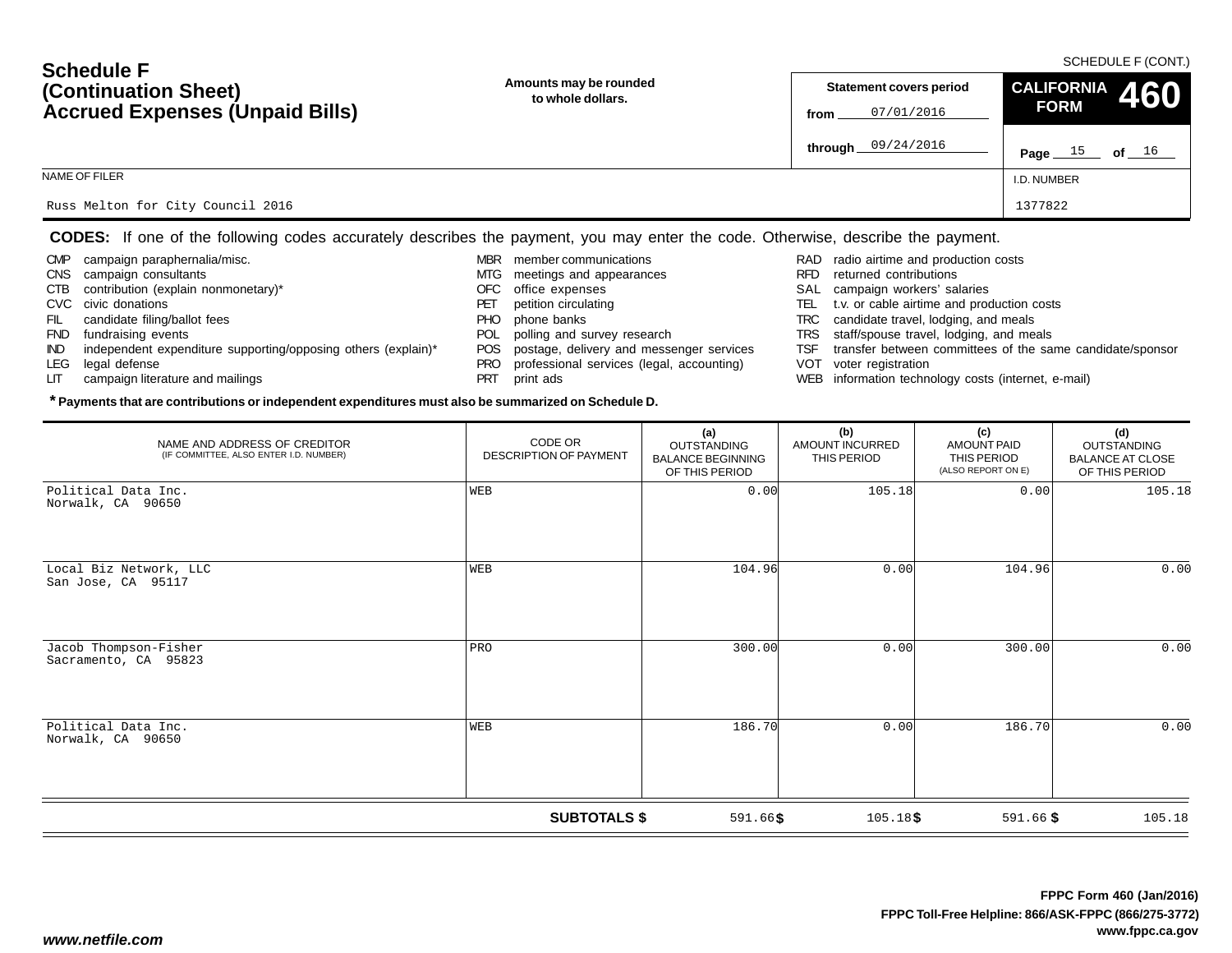SCHEDULE F (CONT.)

# Schedule F (Continuation Sheet) Accrued Expenses (Unpaid Bills)

**Amounts may be rounded to whole dollars.**

**Statement covers period**
from 07/01/2016
through 09/24/2016

**CALIFORNIA FORM 460**

Page 15 of 16

NAME OF FILER: Russ Melton for City Council 2016

I.D. NUMBER: 1377822

**CODES:** If one of the following codes accurately describes the payment, you may enter the code. Otherwise, describe the payment.

- CMP campaign paraphernalia/misc.
- CNS campaign consultants
- CTB contribution (explain nonmonetary)*
- CVC civic donations
- FIL candidate filing/ballot fees
- FND fundraising events
- IND independent expenditure supporting/opposing others (explain)*
- LEG legal defense
- LIT campaign literature and mailings
- MBR member communications
- MTG meetings and appearances
- OFC office expenses
- PET petition circulating
- PHO phone banks
- POL polling and survey research
- POS postage, delivery and messenger services
- PRO professional services (legal, accounting)
- PRT print ads
- RAD radio airtime and production costs
- RFD returned contributions
- SAL campaign workers' salaries
- TEL t.v. or cable airtime and production costs
- TRC candidate travel, lodging, and meals
- TRS staff/spouse travel, lodging, and meals
- TSF transfer between committees of the same candidate/sponsor
- VOT voter registration
- WEB information technology costs (internet, e-mail)

**\* Payments that are contributions or independent expenditures must also be summarized on Schedule D.**

| NAME AND ADDRESS OF CREDITOR (IF COMMITTEE, ALSO ENTER I.D. NUMBER) | CODE OR DESCRIPTION OF PAYMENT | (a) OUTSTANDING BALANCE BEGINNING OF THIS PERIOD | (b) AMOUNT INCURRED THIS PERIOD | (c) AMOUNT PAID THIS PERIOD (ALSO REPORT ON E) | (d) OUTSTANDING BALANCE AT CLOSE OF THIS PERIOD |
|---|---|---|---|---|---|
| Political Data Inc.<br>Norwalk, CA 90650 | WEB | 0.00 | 105.18 | 0.00 | 105.18 |
| Local Biz Network, LLC<br>San Jose, CA 95117 | WEB | 104.96 | 0.00 | 104.96 | 0.00 |
| Jacob Thompson-Fisher<br>Sacramento, CA 95823 | PRO | 300.00 | 0.00 | 300.00 | 0.00 |
| Political Data Inc.<br>Norwalk, CA 90650 | WEB | 186.70 | 0.00 | 186.70 | 0.00 |
| | **SUBTOTALS $** | 591.66 | $ 105.18 | $ 591.66 | $ 105.18 |

FPPC Form 460 (Jan/2016)
FPPC Toll-Free Helpline: 866/ASK-FPPC (866/275-3772)
www.fppc.ca.gov

*www.netfile.com*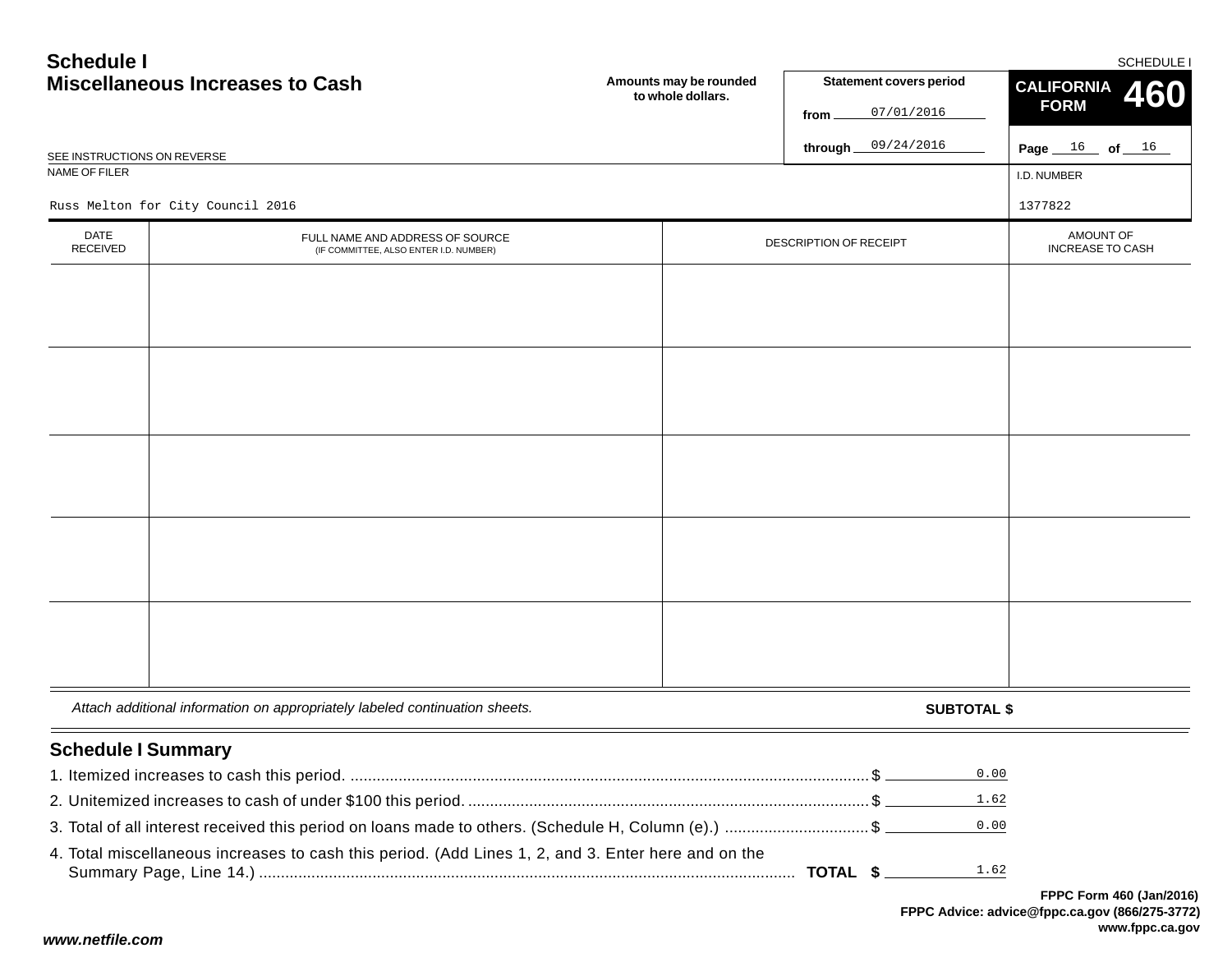# Schedule I
## Miscellaneous Increases to Cash

SCHEDULE I

**Amounts may be rounded to whole dollars.**

**Statement covers period**
from 07/01/2016
through 09/24/2016

**CALIFORNIA FORM 460**

SEE INSTRUCTIONS ON REVERSE

NAME OF FILER: Russ Melton for City Council 2016

I.D. NUMBER: 1377822

| DATE RECEIVED | FULL NAME AND ADDRESS OF SOURCE (IF COMMITTEE, ALSO ENTER I.D. NUMBER) | DESCRIPTION OF RECEIPT | AMOUNT OF INCREASE TO CASH |
|---|---|---|---|
| | | | |
| | | | |
| | | | |
| | | | |
| | | | |

*Attach additional information on appropriately labeled continuation sheets.*

**SUBTOTAL $**

## Schedule I Summary

1. Itemized increases to cash this period. ....................................... $ 0.00
2. Unitemized increases to cash of under $100 this period. ....................................... $ 1.62
3. Total of all interest received this period on loans made to others. (Schedule H, Column (e).) ....................................... $ 0.00
4. Total miscellaneous increases to cash this period. (Add Lines 1, 2, and 3. Enter here and on the Summary Page, Line 14.) ....................................... **TOTAL $** 1.62

**FPPC Form 460 (Jan/2016)**
**FPPC Advice: advice@fppc.ca.gov (866/275-3772)**
**www.fppc.ca.gov**

***www.netfile.com***